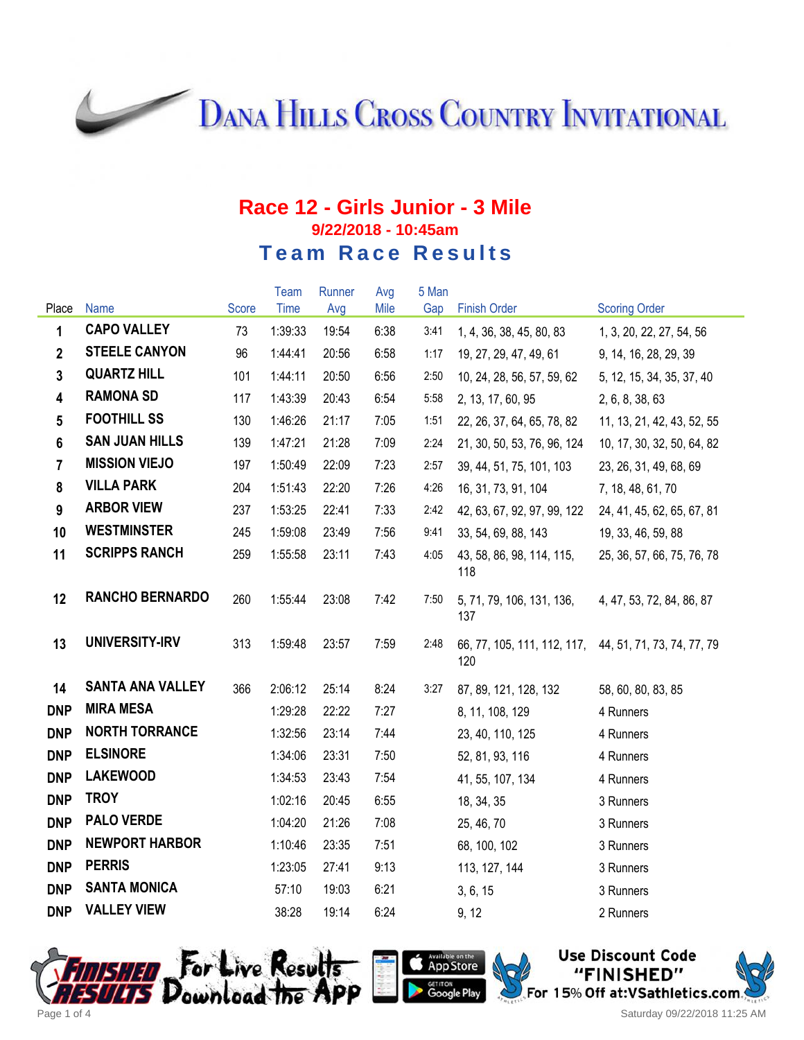# Dana Hills Cross Country Invitational

## Race 12 - Girls Junior - 3 Mile

### 9/22/2018 - 10:45am

### Team Race Results

| Place | Name | Score | Team Time | Runner Avg | Avg Mile | 5 Man Gap | Finish Order | Scoring Order |
|---|---|---|---|---|---|---|---|---|
| 1 | CAPO VALLEY | 73 | 1:39:33 | 19:54 | 6:38 | 3:41 | 1, 4, 36, 38, 45, 80, 83 | 1, 3, 20, 22, 27, 54, 56 |
| 2 | STEELE CANYON | 96 | 1:44:41 | 20:56 | 6:58 | 1:17 | 19, 27, 29, 47, 49, 61 | 9, 14, 16, 28, 29, 39 |
| 3 | QUARTZ HILL | 101 | 1:44:11 | 20:50 | 6:56 | 2:50 | 10, 24, 28, 56, 57, 59, 62 | 5, 12, 15, 34, 35, 37, 40 |
| 4 | RAMONA SD | 117 | 1:43:39 | 20:43 | 6:54 | 5:58 | 2, 13, 17, 60, 95 | 2, 6, 8, 38, 63 |
| 5 | FOOTHILL SS | 130 | 1:46:26 | 21:17 | 7:05 | 1:51 | 22, 26, 37, 64, 65, 78, 82 | 11, 13, 21, 42, 43, 52, 55 |
| 6 | SAN JUAN HILLS | 139 | 1:47:21 | 21:28 | 7:09 | 2:24 | 21, 30, 50, 53, 76, 96, 124 | 10, 17, 30, 32, 50, 64, 82 |
| 7 | MISSION VIEJO | 197 | 1:50:49 | 22:09 | 7:23 | 2:57 | 39, 44, 51, 75, 101, 103 | 23, 26, 31, 49, 68, 69 |
| 8 | VILLA PARK | 204 | 1:51:43 | 22:20 | 7:26 | 4:26 | 16, 31, 73, 91, 104 | 7, 18, 48, 61, 70 |
| 9 | ARBOR VIEW | 237 | 1:53:25 | 22:41 | 7:33 | 2:42 | 42, 63, 67, 92, 97, 99, 122 | 24, 41, 45, 62, 65, 67, 81 |
| 10 | WESTMINSTER | 245 | 1:59:08 | 23:49 | 7:56 | 9:41 | 33, 54, 69, 88, 143 | 19, 33, 46, 59, 88 |
| 11 | SCRIPPS RANCH | 259 | 1:55:58 | 23:11 | 7:43 | 4:05 | 43, 58, 86, 98, 114, 115, 118 | 25, 36, 57, 66, 75, 76, 78 |
| 12 | RANCHO BERNARDO | 260 | 1:55:44 | 23:08 | 7:42 | 7:50 | 5, 71, 79, 106, 131, 136, 137 | 4, 47, 53, 72, 84, 86, 87 |
| 13 | UNIVERSITY-IRV | 313 | 1:59:48 | 23:57 | 7:59 | 2:48 | 66, 77, 105, 111, 112, 117, 120 | 44, 51, 71, 73, 74, 77, 79 |
| 14 | SANTA ANA VALLEY | 366 | 2:06:12 | 25:14 | 8:24 | 3:27 | 87, 89, 121, 128, 132 | 58, 60, 80, 83, 85 |
| DNP | MIRA MESA | | 1:29:28 | 22:22 | 7:27 | | 8, 11, 108, 129 | 4 Runners |
| DNP | NORTH TORRANCE | | 1:32:56 | 23:14 | 7:44 | | 23, 40, 110, 125 | 4 Runners |
| DNP | ELSINORE | | 1:34:06 | 23:31 | 7:50 | | 52, 81, 93, 116 | 4 Runners |
| DNP | LAKEWOOD | | 1:34:53 | 23:43 | 7:54 | | 41, 55, 107, 134 | 4 Runners |
| DNP | TROY | | 1:02:16 | 20:45 | 6:55 | | 18, 34, 35 | 3 Runners |
| DNP | PALO VERDE | | 1:04:20 | 21:26 | 7:08 | | 25, 46, 70 | 3 Runners |
| DNP | NEWPORT HARBOR | | 1:10:46 | 23:35 | 7:51 | | 68, 100, 102 | 3 Runners |
| DNP | PERRIS | | 1:23:05 | 27:41 | 9:13 | | 113, 127, 144 | 3 Runners |
| DNP | SANTA MONICA | | 57:10 | 19:03 | 6:21 | | 3, 6, 15 | 3 Runners |
| DNP | VALLEY VIEW | | 38:28 | 19:14 | 6:24 | | 9, 12 | 2 Runners |

Finished Results — For Live Results Download the App — Available on the App Store / Get it on Google Play

Use Discount Code "FINISHED" For 15% Off at:VSathletics.com

Saturday 09/22/2018 11:25 AM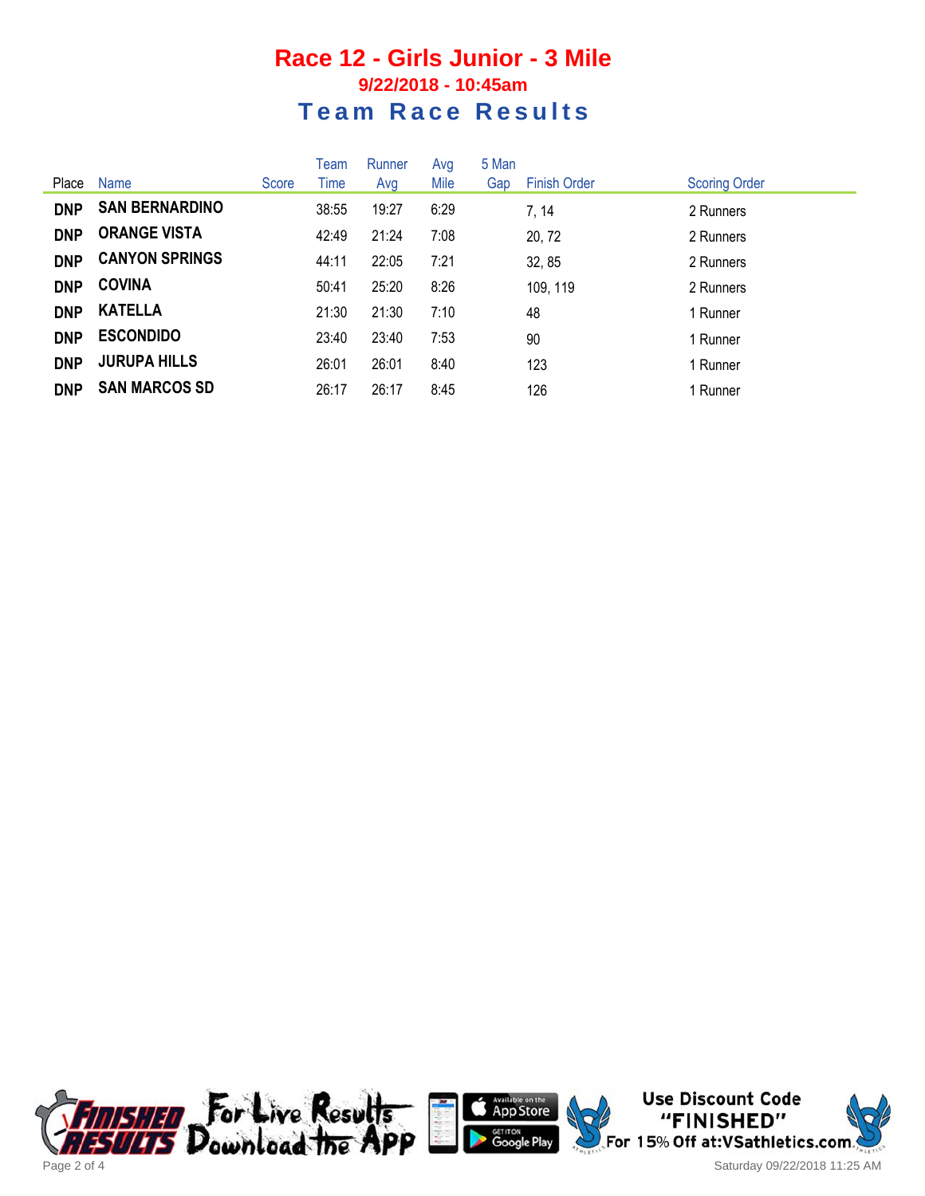# Race 12 - Girls Junior - 3 Mile

## 9/22/2018 - 10:45am

## Team Race Results

| Place | Name | Score | Team Time | Runner Avg | Avg Mile | 5 Man Gap | Finish Order | Scoring Order |
|---|---|---|---|---|---|---|---|---|
| **DNP** | **SAN BERNARDINO** | | 38:55 | 19:27 | 6:29 | | 7, 14 | 2 Runners |
| **DNP** | **ORANGE VISTA** | | 42:49 | 21:24 | 7:08 | | 20, 72 | 2 Runners |
| **DNP** | **CANYON SPRINGS** | | 44:11 | 22:05 | 7:21 | | 32, 85 | 2 Runners |
| **DNP** | **COVINA** | | 50:41 | 25:20 | 8:26 | | 109, 119 | 2 Runners |
| **DNP** | **KATELLA** | | 21:30 | 21:30 | 7:10 | | 48 | 1 Runner |
| **DNP** | **ESCONDIDO** | | 23:40 | 23:40 | 7:53 | | 90 | 1 Runner |
| **DNP** | **JURUPA HILLS** | | 26:01 | 26:01 | 8:40 | | 123 | 1 Runner |
| **DNP** | **SAN MARCOS SD** | | 26:17 | 26:17 | 8:45 | | 126 | 1 Runner |

Use Discount Code "FINISHED" For 15% Off at:VSathletics.com

Saturday 09/22/2018 11:25 AM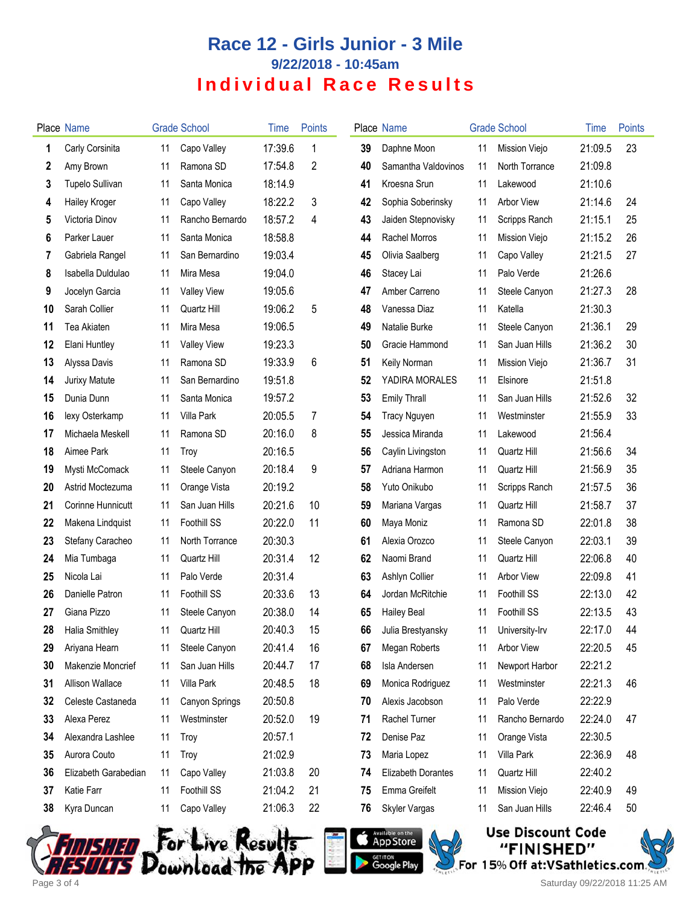# Race 12 - Girls Junior - 3 Mile

## 9/22/2018 - 10:45am

## Individual Race Results

| Place | Name | Grade | School | Time | Points |
|---|---|---|---|---|---|
| 1 | Carly Corsinita | 11 | Capo Valley | 17:39.6 | 1 |
| 2 | Amy Brown | 11 | Ramona SD | 17:54.8 | 2 |
| 3 | Tupelo Sullivan | 11 | Santa Monica | 18:14.9 | |
| 4 | Hailey Kroger | 11 | Capo Valley | 18:22.2 | 3 |
| 5 | Victoria Dinov | 11 | Rancho Bernardo | 18:57.2 | 4 |
| 6 | Parker Lauer | 11 | Santa Monica | 18:58.8 | |
| 7 | Gabriela Rangel | 11 | San Bernardino | 19:03.4 | |
| 8 | Isabella Duldulao | 11 | Mira Mesa | 19:04.0 | |
| 9 | Jocelyn Garcia | 11 | Valley View | 19:05.6 | |
| 10 | Sarah Collier | 11 | Quartz Hill | 19:06.2 | 5 |
| 11 | Tea Akiaten | 11 | Mira Mesa | 19:06.5 | |
| 12 | Elani Huntley | 11 | Valley View | 19:23.3 | |
| 13 | Alyssa Davis | 11 | Ramona SD | 19:33.9 | 6 |
| 14 | Jurixy Matute | 11 | San Bernardino | 19:51.8 | |
| 15 | Dunia Dunn | 11 | Santa Monica | 19:57.2 | |
| 16 | lexy Osterkamp | 11 | Villa Park | 20:05.5 | 7 |
| 17 | Michaela Meskell | 11 | Ramona SD | 20:16.0 | 8 |
| 18 | Aimee Park | 11 | Troy | 20:16.5 | |
| 19 | Mysti McComack | 11 | Steele Canyon | 20:18.4 | 9 |
| 20 | Astrid Moctezuma | 11 | Orange Vista | 20:19.2 | |
| 21 | Corinne Hunnicutt | 11 | San Juan Hills | 20:21.6 | 10 |
| 22 | Makena Lindquist | 11 | Foothill SS | 20:22.0 | 11 |
| 23 | Stefany Caracheo | 11 | North Torrance | 20:30.3 | |
| 24 | Mia Tumbaga | 11 | Quartz Hill | 20:31.4 | 12 |
| 25 | Nicola Lai | 11 | Palo Verde | 20:31.4 | |
| 26 | Danielle Patron | 11 | Foothill SS | 20:33.6 | 13 |
| 27 | Giana Pizzo | 11 | Steele Canyon | 20:38.0 | 14 |
| 28 | Halia Smithley | 11 | Quartz Hill | 20:40.3 | 15 |
| 29 | Ariyana Hearn | 11 | Steele Canyon | 20:41.4 | 16 |
| 30 | Makenzie Moncrief | 11 | San Juan Hills | 20:44.7 | 17 |
| 31 | Allison Wallace | 11 | Villa Park | 20:48.5 | 18 |
| 32 | Celeste Castaneda | 11 | Canyon Springs | 20:50.8 | |
| 33 | Alexa Perez | 11 | Westminster | 20:52.0 | 19 |
| 34 | Alexandra Lashlee | 11 | Troy | 20:57.1 | |
| 35 | Aurora Couto | 11 | Troy | 21:02.9 | |
| 36 | Elizabeth Garabedian | 11 | Capo Valley | 21:03.8 | 20 |
| 37 | Katie Farr | 11 | Foothill SS | 21:04.2 | 21 |
| 38 | Kyra Duncan | 11 | Capo Valley | 21:06.3 | 22 |
| 39 | Daphne Moon | 11 | Mission Viejo | 21:09.5 | 23 |
| 40 | Samantha Valdovinos | 11 | North Torrance | 21:09.8 | |
| 41 | Kroesna Srun | 11 | Lakewood | 21:10.6 | |
| 42 | Sophia Soberinsky | 11 | Arbor View | 21:14.6 | 24 |
| 43 | Jaiden Stepnovisky | 11 | Scripps Ranch | 21:15.1 | 25 |
| 44 | Rachel Morros | 11 | Mission Viejo | 21:15.2 | 26 |
| 45 | Olivia Saalberg | 11 | Capo Valley | 21:21.5 | 27 |
| 46 | Stacey Lai | 11 | Palo Verde | 21:26.6 | |
| 47 | Amber Carreno | 11 | Steele Canyon | 21:27.3 | 28 |
| 48 | Vanessa Diaz | 11 | Katella | 21:30.3 | |
| 49 | Natalie Burke | 11 | Steele Canyon | 21:36.1 | 29 |
| 50 | Gracie Hammond | 11 | San Juan Hills | 21:36.2 | 30 |
| 51 | Keily Norman | 11 | Mission Viejo | 21:36.7 | 31 |
| 52 | YADIRA MORALES | 11 | Elsinore | 21:51.8 | |
| 53 | Emily Thrall | 11 | San Juan Hills | 21:52.6 | 32 |
| 54 | Tracy Nguyen | 11 | Westminster | 21:55.9 | 33 |
| 55 | Jessica Miranda | 11 | Lakewood | 21:56.4 | |
| 56 | Caylin Livingston | 11 | Quartz Hill | 21:56.6 | 34 |
| 57 | Adriana Harmon | 11 | Quartz Hill | 21:56.9 | 35 |
| 58 | Yuto Onikubo | 11 | Scripps Ranch | 21:57.5 | 36 |
| 59 | Mariana Vargas | 11 | Quartz Hill | 21:58.7 | 37 |
| 60 | Maya Moniz | 11 | Ramona SD | 22:01.8 | 38 |
| 61 | Alexia Orozco | 11 | Steele Canyon | 22:03.1 | 39 |
| 62 | Naomi Brand | 11 | Quartz Hill | 22:06.8 | 40 |
| 63 | Ashlyn Collier | 11 | Arbor View | 22:09.8 | 41 |
| 64 | Jordan McRitchie | 11 | Foothill SS | 22:13.0 | 42 |
| 65 | Hailey Beal | 11 | Foothill SS | 22:13.5 | 43 |
| 66 | Julia Brestyansky | 11 | University-Irv | 22:17.0 | 44 |
| 67 | Megan Roberts | 11 | Arbor View | 22:20.5 | 45 |
| 68 | Isla Andersen | 11 | Newport Harbor | 22:21.2 | |
| 69 | Monica Rodriguez | 11 | Westminster | 22:21.3 | 46 |
| 70 | Alexis Jacobson | 11 | Palo Verde | 22:22.9 | |
| 71 | Rachel Turner | 11 | Rancho Bernardo | 22:24.0 | 47 |
| 72 | Denise Paz | 11 | Orange Vista | 22:30.5 | |
| 73 | Maria Lopez | 11 | Villa Park | 22:36.9 | 48 |
| 74 | Elizabeth Dorantes | 11 | Quartz Hill | 22:40.2 | |
| 75 | Emma Greifelt | 11 | Mission Viejo | 22:40.9 | 49 |
| 76 | Skyler Vargas | 11 | San Juan Hills | 22:46.4 | 50 |

For Live Results Download the App — Available on the App Store / Get it on Google Play

Use Discount Code "FINISHED" For 15% Off at:VSathletics.com

Saturday 09/22/2018 11:25 AM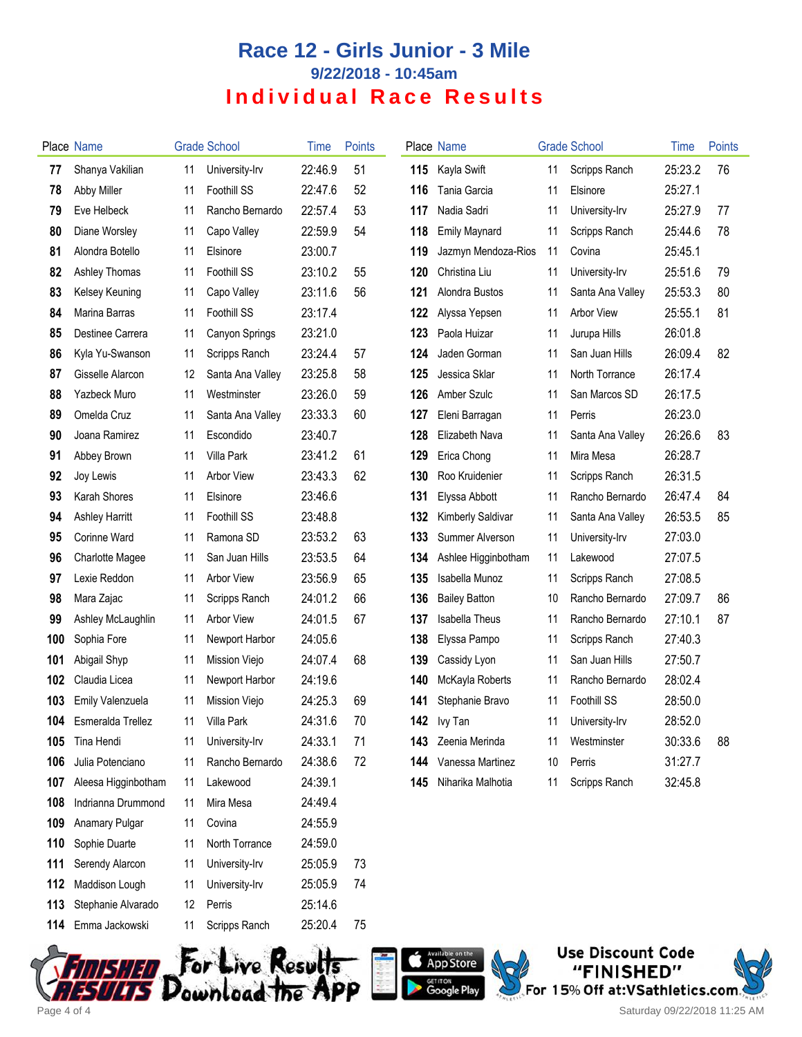# Race 12 - Girls Junior - 3 Mile

### 9/22/2018 - 10:45am

## Individual Race Results

| Place | Name | Grade | School | Time | Points |
|---|---|---|---|---|---|
| 77 | Shanya Vakilian | 11 | University-Irv | 22:46.9 | 51 |
| 78 | Abby Miller | 11 | Foothill SS | 22:47.6 | 52 |
| 79 | Eve Helbeck | 11 | Rancho Bernardo | 22:57.4 | 53 |
| 80 | Diane Worsley | 11 | Capo Valley | 22:59.9 | 54 |
| 81 | Alondra Botello | 11 | Elsinore | 23:00.7 | |
| 82 | Ashley Thomas | 11 | Foothill SS | 23:10.2 | 55 |
| 83 | Kelsey Keuning | 11 | Capo Valley | 23:11.6 | 56 |
| 84 | Marina Barras | 11 | Foothill SS | 23:17.4 | |
| 85 | Destinee Carrera | 11 | Canyon Springs | 23:21.0 | |
| 86 | Kyla Yu-Swanson | 11 | Scripps Ranch | 23:24.4 | 57 |
| 87 | Gisselle Alarcon | 12 | Santa Ana Valley | 23:25.8 | 58 |
| 88 | Yazbeck Muro | 11 | Westminster | 23:26.0 | 59 |
| 89 | Omelda Cruz | 11 | Santa Ana Valley | 23:33.3 | 60 |
| 90 | Joana Ramirez | 11 | Escondido | 23:40.7 | |
| 91 | Abbey Brown | 11 | Villa Park | 23:41.2 | 61 |
| 92 | Joy Lewis | 11 | Arbor View | 23:43.3 | 62 |
| 93 | Karah Shores | 11 | Elsinore | 23:46.6 | |
| 94 | Ashley Harritt | 11 | Foothill SS | 23:48.8 | |
| 95 | Corinne Ward | 11 | Ramona SD | 23:53.2 | 63 |
| 96 | Charlotte Magee | 11 | San Juan Hills | 23:53.5 | 64 |
| 97 | Lexie Reddon | 11 | Arbor View | 23:56.9 | 65 |
| 98 | Mara Zajac | 11 | Scripps Ranch | 24:01.2 | 66 |
| 99 | Ashley McLaughlin | 11 | Arbor View | 24:01.5 | 67 |
| 100 | Sophia Fore | 11 | Newport Harbor | 24:05.6 | |
| 101 | Abigail Shyp | 11 | Mission Viejo | 24:07.4 | 68 |
| 102 | Claudia Licea | 11 | Newport Harbor | 24:19.6 | |
| 103 | Emily Valenzuela | 11 | Mission Viejo | 24:25.3 | 69 |
| 104 | Esmeralda Trellez | 11 | Villa Park | 24:31.6 | 70 |
| 105 | Tina Hendi | 11 | University-Irv | 24:33.1 | 71 |
| 106 | Julia Potenciano | 11 | Rancho Bernardo | 24:38.6 | 72 |
| 107 | Aleesa Higginbotham | 11 | Lakewood | 24:39.1 | |
| 108 | Indrianna Drummond | 11 | Mira Mesa | 24:49.4 | |
| 109 | Anamary Pulgar | 11 | Covina | 24:55.9 | |
| 110 | Sophie Duarte | 11 | North Torrance | 24:59.0 | |
| 111 | Serendy Alarcon | 11 | University-Irv | 25:05.9 | 73 |
| 112 | Maddison Lough | 11 | University-Irv | 25:05.9 | 74 |
| 113 | Stephanie Alvarado | 12 | Perris | 25:14.6 | |
| 114 | Emma Jackowski | 11 | Scripps Ranch | 25:20.4 | 75 |
| 115 | Kayla Swift | 11 | Scripps Ranch | 25:23.2 | 76 |
| 116 | Tania Garcia | 11 | Elsinore | 25:27.1 | |
| 117 | Nadia Sadri | 11 | University-Irv | 25:27.9 | 77 |
| 118 | Emily Maynard | 11 | Scripps Ranch | 25:44.6 | 78 |
| 119 | Jazmyn Mendoza-Rios | 11 | Covina | 25:45.1 | |
| 120 | Christina Liu | 11 | University-Irv | 25:51.6 | 79 |
| 121 | Alondra Bustos | 11 | Santa Ana Valley | 25:53.3 | 80 |
| 122 | Alyssa Yepsen | 11 | Arbor View | 25:55.1 | 81 |
| 123 | Paola Huizar | 11 | Jurupa Hills | 26:01.8 | |
| 124 | Jaden Gorman | 11 | San Juan Hills | 26:09.4 | 82 |
| 125 | Jessica Sklar | 11 | North Torrance | 26:17.4 | |
| 126 | Amber Szulc | 11 | San Marcos SD | 26:17.5 | |
| 127 | Eleni Barragan | 11 | Perris | 26:23.0 | |
| 128 | Elizabeth Nava | 11 | Santa Ana Valley | 26:26.6 | 83 |
| 129 | Erica Chong | 11 | Mira Mesa | 26:28.7 | |
| 130 | Roo Kruidenier | 11 | Scripps Ranch | 26:31.5 | |
| 131 | Elyssa Abbott | 11 | Rancho Bernardo | 26:47.4 | 84 |
| 132 | Kimberly Saldivar | 11 | Santa Ana Valley | 26:53.5 | 85 |
| 133 | Summer Alverson | 11 | University-Irv | 27:03.0 | |
| 134 | Ashlee Higginbotham | 11 | Lakewood | 27:07.5 | |
| 135 | Isabella Munoz | 11 | Scripps Ranch | 27:08.5 | |
| 136 | Bailey Batton | 10 | Rancho Bernardo | 27:09.7 | 86 |
| 137 | Isabella Theus | 11 | Rancho Bernardo | 27:10.1 | 87 |
| 138 | Elyssa Pampo | 11 | Scripps Ranch | 27:40.3 | |
| 139 | Cassidy Lyon | 11 | San Juan Hills | 27:50.7 | |
| 140 | McKayla Roberts | 11 | Rancho Bernardo | 28:02.4 | |
| 141 | Stephanie Bravo | 11 | Foothill SS | 28:50.0 | |
| 142 | Ivy Tan | 11 | University-Irv | 28:52.0 | |
| 143 | Zeenia Merinda | 11 | Westminster | 30:33.6 | 88 |
| 144 | Vanessa Martinez | 10 | Perris | 31:27.7 | |
| 145 | Niharika Malhotia | 11 | Scripps Ranch | 32:45.8 | |

Finished Results — For Live Results Download the App — Available on the App Store / Get it on Google Play

Use Discount Code "FINISHED" For 15% Off at:VSathletics.com

Saturday 09/22/2018 11:25 AM